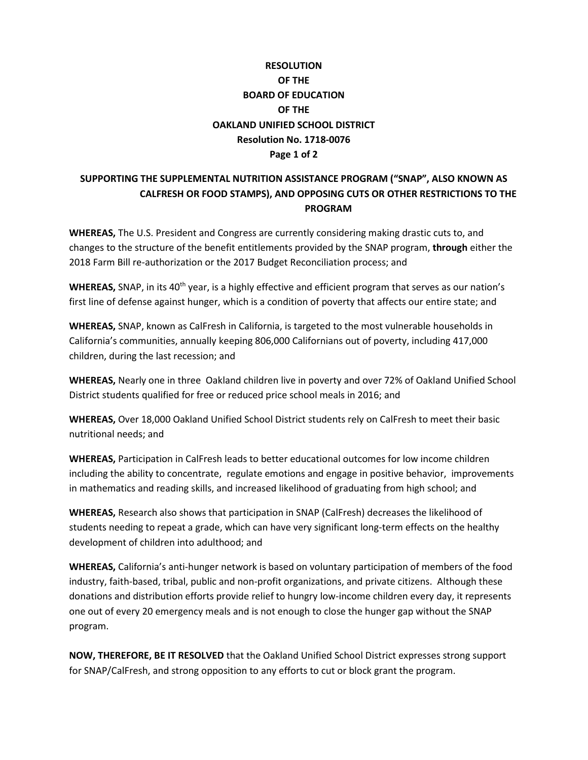**RESOLUTION**
**OF THE**
**BOARD OF EDUCATION**
**OF THE**
**OAKLAND UNIFIED SCHOOL DISTRICT**
**Resolution No. 1718-0076**

## SUPPORTING THE SUPPLEMENTAL NUTRITION ASSISTANCE PROGRAM ("SNAP", ALSO KNOWN AS CALFRESH OR FOOD STAMPS), AND OPPOSING CUTS OR OTHER RESTRICTIONS TO THE PROGRAM

**WHEREAS,** The U.S. President and Congress are currently considering making drastic cuts to, and changes to the structure of the benefit entitlements provided by the SNAP program, **through** either the 2018 Farm Bill re-authorization or the 2017 Budget Reconciliation process; and

**WHEREAS,** SNAP, in its 40th year, is a highly effective and efficient program that serves as our nation's first line of defense against hunger, which is a condition of poverty that affects our entire state; and

**WHEREAS,** SNAP, known as CalFresh in California, is targeted to the most vulnerable households in California's communities, annually keeping 806,000 Californians out of poverty, including 417,000 children, during the last recession; and

**WHEREAS,** Nearly one in three Oakland children live in poverty and over 72% of Oakland Unified School District students qualified for free or reduced price school meals in 2016; and

**WHEREAS,** Over 18,000 Oakland Unified School District students rely on CalFresh to meet their basic nutritional needs; and

**WHEREAS,** Participation in CalFresh leads to better educational outcomes for low income children including the ability to concentrate, regulate emotions and engage in positive behavior, improvements in mathematics and reading skills, and increased likelihood of graduating from high school; and

**WHEREAS,** Research also shows that participation in SNAP (CalFresh) decreases the likelihood of students needing to repeat a grade, which can have very significant long-term effects on the healthy development of children into adulthood; and

**WHEREAS,** California's anti-hunger network is based on voluntary participation of members of the food industry, faith-based, tribal, public and non-profit organizations, and private citizens. Although these donations and distribution efforts provide relief to hungry low-income children every day, it represents one out of every 20 emergency meals and is not enough to close the hunger gap without the SNAP program.

**NOW, THEREFORE, BE IT RESOLVED** that the Oakland Unified School District expresses strong support for SNAP/CalFresh, and strong opposition to any efforts to cut or block grant the program.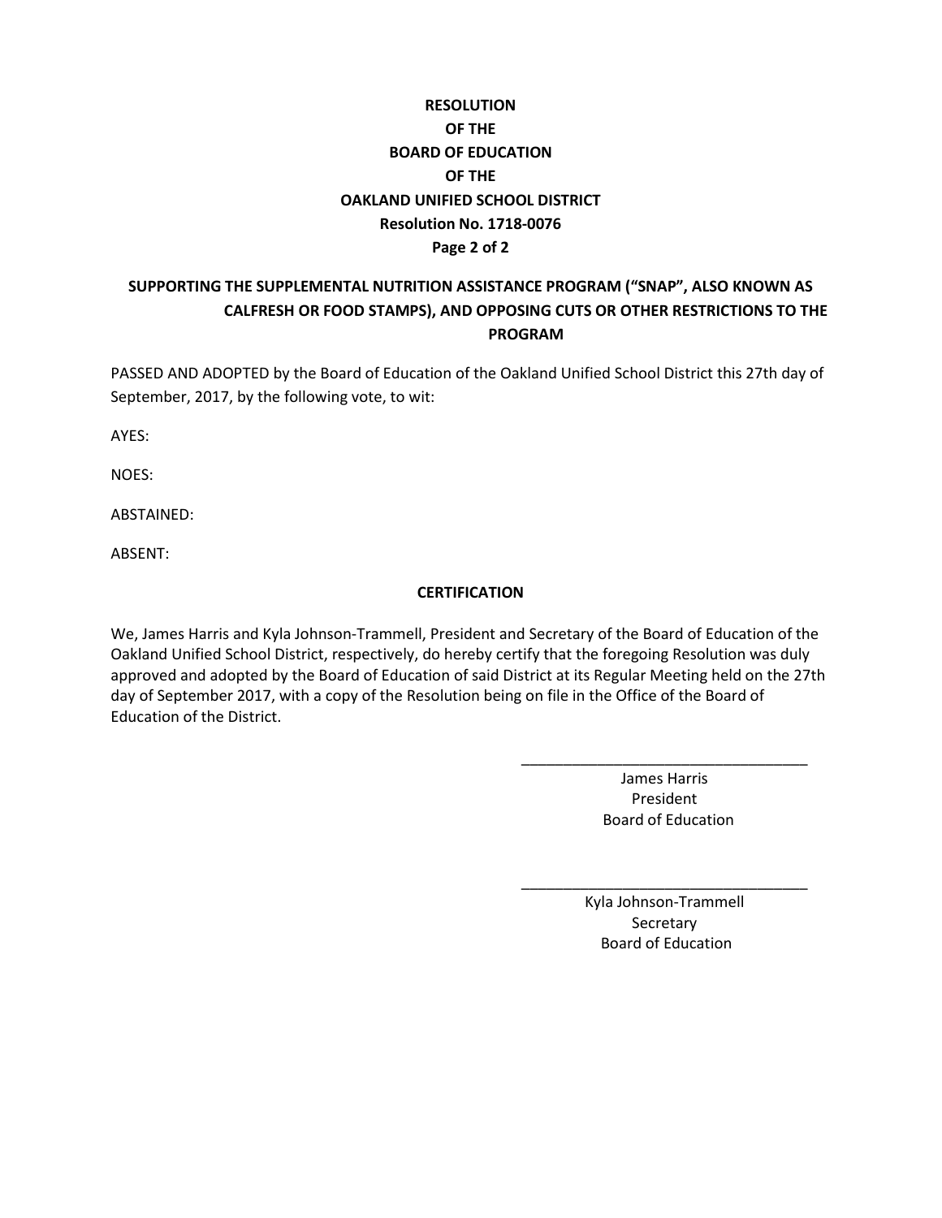**RESOLUTION**
**OF THE**
**BOARD OF EDUCATION**
**OF THE**
**OAKLAND UNIFIED SCHOOL DISTRICT**
**Resolution No. 1718-0076**

## SUPPORTING THE SUPPLEMENTAL NUTRITION ASSISTANCE PROGRAM ("SNAP", ALSO KNOWN AS CALFRESH OR FOOD STAMPS), AND OPPOSING CUTS OR OTHER RESTRICTIONS TO THE PROGRAM

PASSED AND ADOPTED by the Board of Education of the Oakland Unified School District this 27th day of September, 2017, by the following vote, to wit:

AYES:

NOES:

ABSTAINED:

ABSENT:

### CERTIFICATION

We, James Harris and Kyla Johnson-Trammell, President and Secretary of the Board of Education of the Oakland Unified School District, respectively, do hereby certify that the foregoing Resolution was duly approved and adopted by the Board of Education of said District at its Regular Meeting held on the 27th day of September 2017, with a copy of the Resolution being on file in the Office of the Board of Education of the District.

___________________________________
James Harris
President
Board of Education

___________________________________
Kyla Johnson-Trammell
Secretary
Board of Education